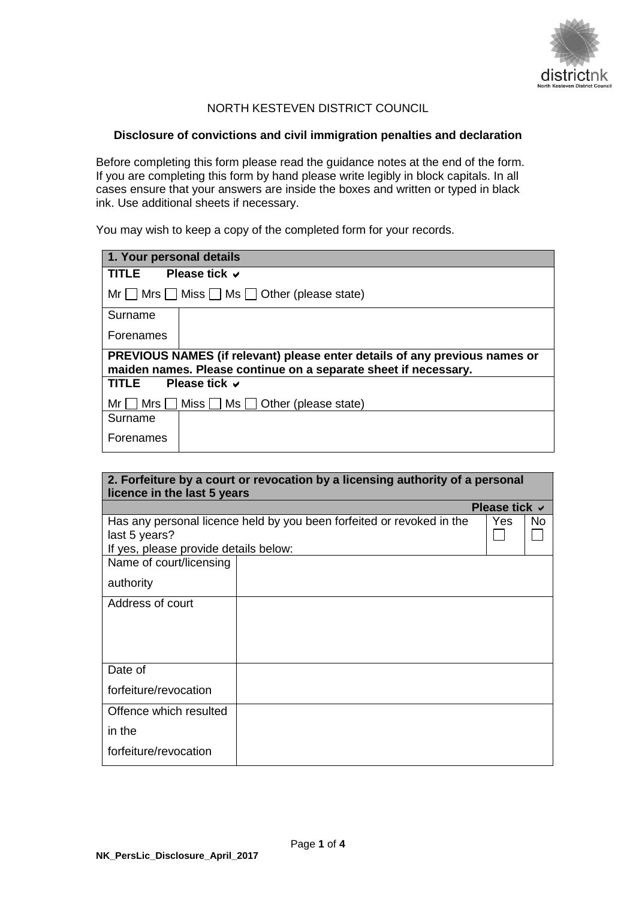NORTH KESTEVEN DISTRICT COUNCIL

**Disclosure of convictions and civil immigration penalties and declaration**

Before completing this form please read the guidance notes at the end of the form. If you are completing this form by hand please write legibly in block capitals. In all cases ensure that your answers are inside the boxes and written or typed in black ink. Use additional sheets if necessary.

You may wish to keep a copy of the completed form for your records.

| **1. Your personal details** | |
|---|---|
| **TITLE** **Please tick ✔** | |
| Mr ☐ Mrs ☐ Miss ☐ Ms ☐ Other (please state) | |
| Surname | |
| Forenames | |
| **PREVIOUS NAMES (if relevant) please enter details of any previous names or maiden names. Please continue on a separate sheet if necessary.** | |
| **TITLE** **Please tick ✔** | |
| Mr ☐ Mrs ☐ Miss ☐ Ms ☐ Other (please state) | |
| Surname | |
| Forenames | |

| **2. Forfeiture by a court or revocation by a licensing authority of a personal licence in the last 5 years** | | | |
|---|---|---|---|
| | **Please tick ✔** | | |
| Has any personal licence held by you been forfeited or revoked in the last 5 years? If yes, please provide details below: | | Yes ☐ | No ☐ |
| Name of court/licensing authority | | | |
| Address of court | | | |
| Date of forfeiture/revocation | | | |
| Offence which resulted in the forfeiture/revocation | | | |

NK_PersLic_Disclosure_April_2017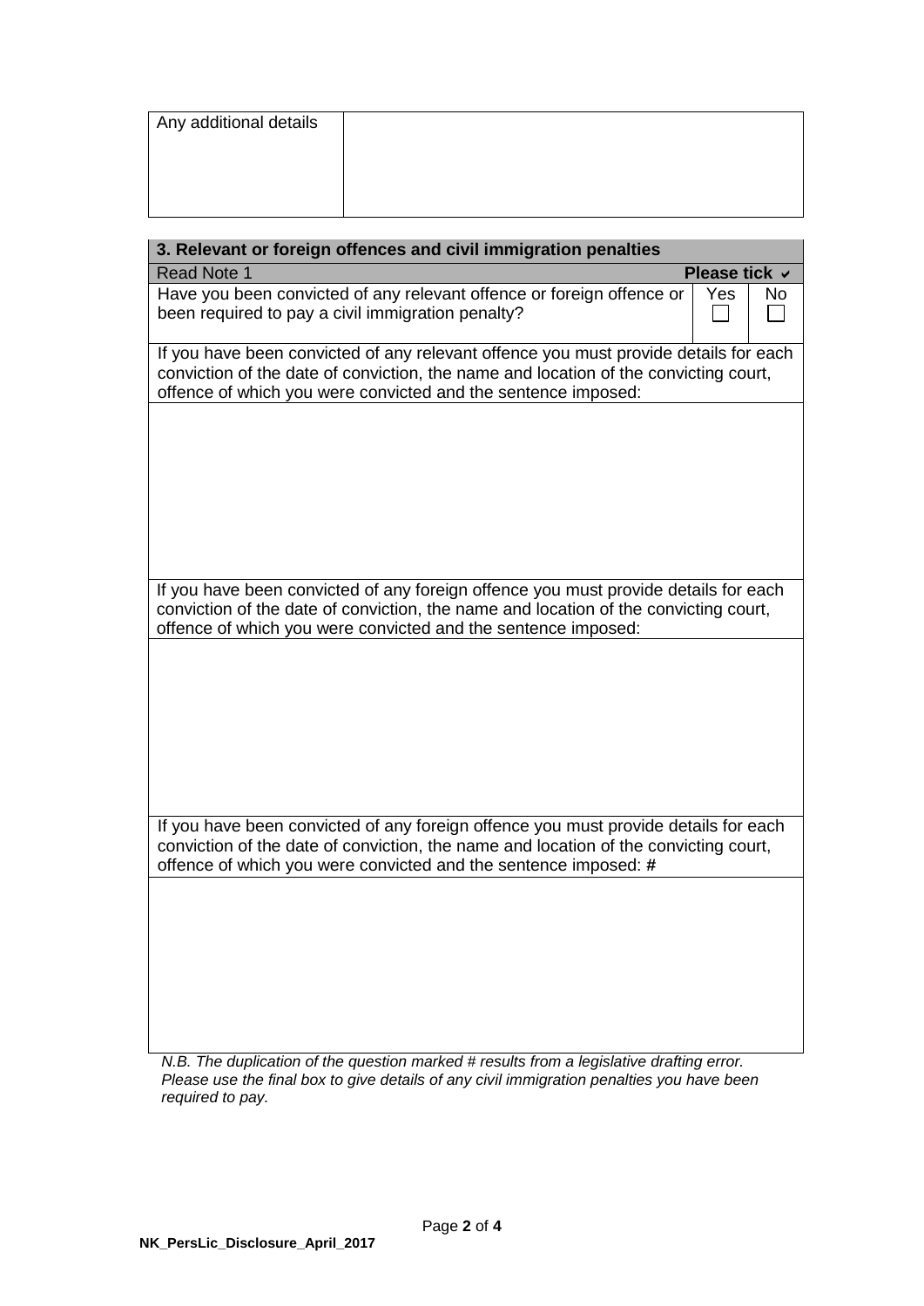| Any additional details | |
|---|---|

## 3. Relevant or foreign offences and civil immigration penalties

| Read Note 1 | **Please tick ✔** | |
|---|---|---|
| Have you been convicted of any relevant offence or foreign offence or been required to pay a civil immigration penalty? | Yes ☐ | No ☐ |

If you have been convicted of any relevant offence you must provide details for each conviction of the date of conviction, the name and location of the convicting court, offence of which you were convicted and the sentence imposed:

If you have been convicted of any foreign offence you must provide details for each conviction of the date of conviction, the name and location of the convicting court, offence of which you were convicted and the sentence imposed:

If you have been convicted of any foreign offence you must provide details for each conviction of the date of conviction, the name and location of the convicting court, offence of which you were convicted and the sentence imposed: **#**

*N.B. The duplication of the question marked # results from a legislative drafting error. Please use the final box to give details of any civil immigration penalties you have been required to pay.*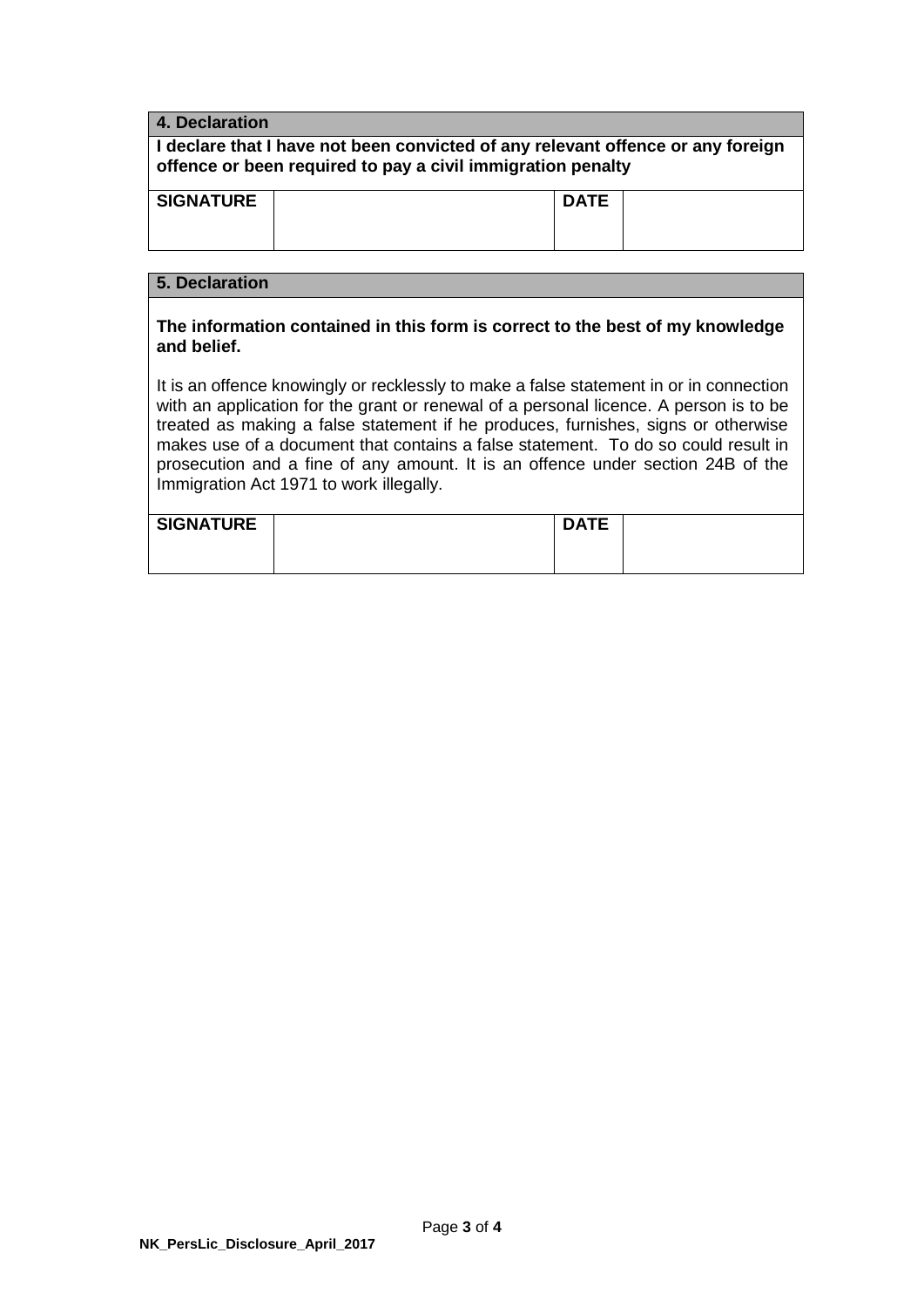| **4. Declaration** | | | |
|---|---|---|---|
| **I declare that I have not been convicted of any relevant offence or any foreign offence or been required to pay a civil immigration penalty** | | | |
| **SIGNATURE** | | **DATE** | |

| **5. Declaration** | | | |
|---|---|---|---|
| **The information contained in this form is correct to the best of my knowledge and belief.** It is an offence knowingly or recklessly to make a false statement in or in connection with an application for the grant or renewal of a personal licence. A person is to be treated as making a false statement if he produces, furnishes, signs or otherwise makes use of a document that contains a false statement. To do so could result in prosecution and a fine of any amount. It is an offence under section 24B of the Immigration Act 1971 to work illegally. | | | |
| **SIGNATURE** | | **DATE** | |

**NK_PersLic_Disclosure_April_2017**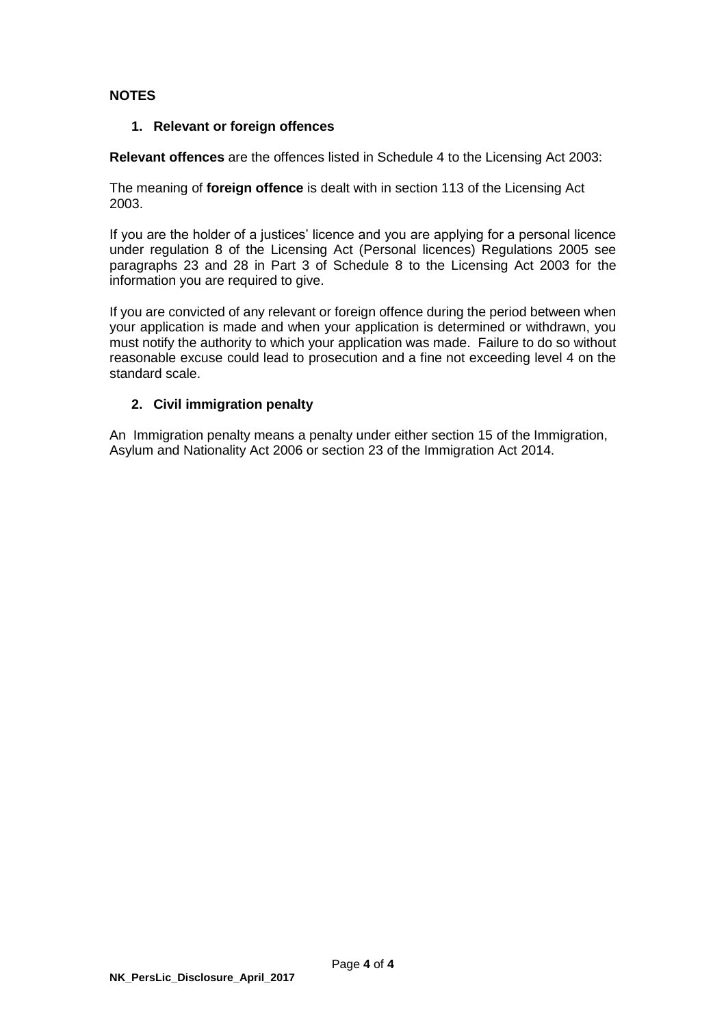**NOTES**

1. **Relevant or foreign offences**

**Relevant offences** are the offences listed in Schedule 4 to the Licensing Act 2003:

The meaning of **foreign offence** is dealt with in section 113 of the Licensing Act 2003.

If you are the holder of a justices' licence and you are applying for a personal licence under regulation 8 of the Licensing Act (Personal licences) Regulations 2005 see paragraphs 23 and 28 in Part 3 of Schedule 8 to the Licensing Act 2003 for the information you are required to give.

If you are convicted of any relevant or foreign offence during the period between when your application is made and when your application is determined or withdrawn, you must notify the authority to which your application was made. Failure to do so without reasonable excuse could lead to prosecution and a fine not exceeding level 4 on the standard scale.

2. **Civil immigration penalty**

An Immigration penalty means a penalty under either section 15 of the Immigration, Asylum and Nationality Act 2006 or section 23 of the Immigration Act 2014.